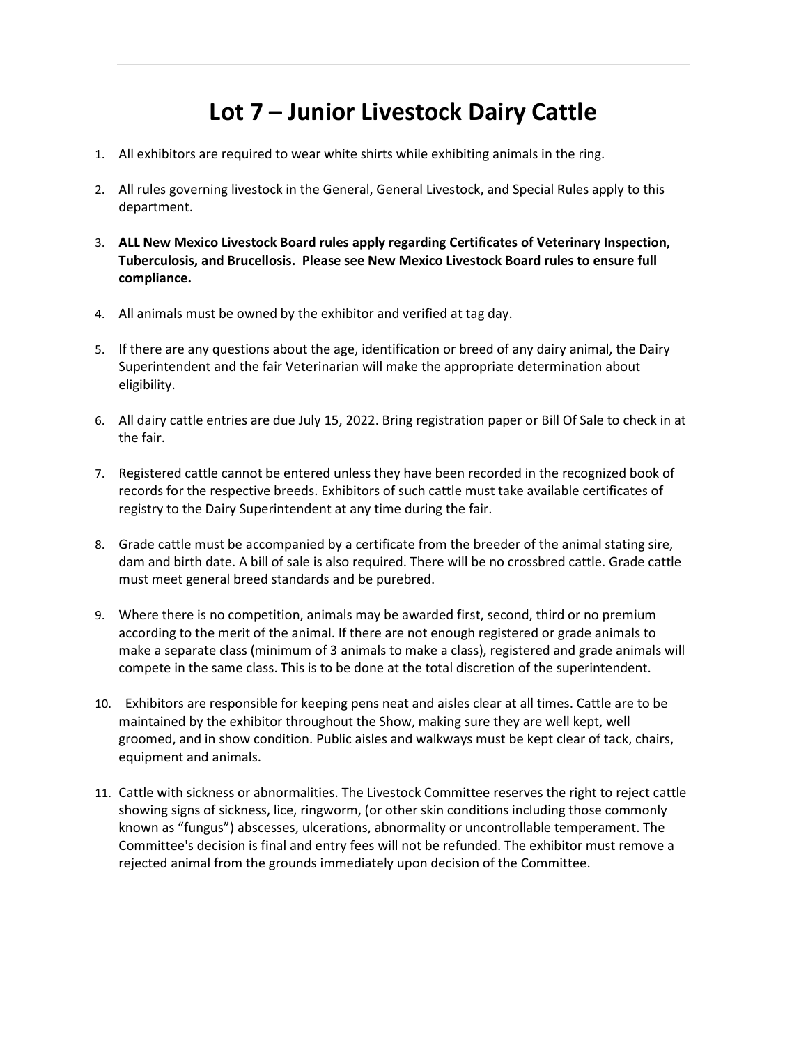# Lot 7 – Junior Livestock Dairy Cattle

1. All exhibitors are required to wear white shirts while exhibiting animals in the ring.

2. All rules governing livestock in the General, General Livestock, and Special Rules apply to this department.

3. **ALL New Mexico Livestock Board rules apply regarding Certificates of Veterinary Inspection, Tuberculosis, and Brucellosis. Please see New Mexico Livestock Board rules to ensure full compliance.**

4. All animals must be owned by the exhibitor and verified at tag day.

5. If there are any questions about the age, identification or breed of any dairy animal, the Dairy Superintendent and the fair Veterinarian will make the appropriate determination about eligibility.

6. All dairy cattle entries are due July 15, 2022. Bring registration paper or Bill Of Sale to check in at the fair.

7. Registered cattle cannot be entered unless they have been recorded in the recognized book of records for the respective breeds. Exhibitors of such cattle must take available certificates of registry to the Dairy Superintendent at any time during the fair.

8. Grade cattle must be accompanied by a certificate from the breeder of the animal stating sire, dam and birth date. A bill of sale is also required. There will be no crossbred cattle. Grade cattle must meet general breed standards and be purebred.

9. Where there is no competition, animals may be awarded first, second, third or no premium according to the merit of the animal. If there are not enough registered or grade animals to make a separate class (minimum of 3 animals to make a class), registered and grade animals will compete in the same class. This is to be done at the total discretion of the superintendent.

10. Exhibitors are responsible for keeping pens neat and aisles clear at all times. Cattle are to be maintained by the exhibitor throughout the Show, making sure they are well kept, well groomed, and in show condition. Public aisles and walkways must be kept clear of tack, chairs, equipment and animals.

11. Cattle with sickness or abnormalities. The Livestock Committee reserves the right to reject cattle showing signs of sickness, lice, ringworm, (or other skin conditions including those commonly known as "fungus") abscesses, ulcerations, abnormality or uncontrollable temperament. The Committee's decision is final and entry fees will not be refunded. The exhibitor must remove a rejected animal from the grounds immediately upon decision of the Committee.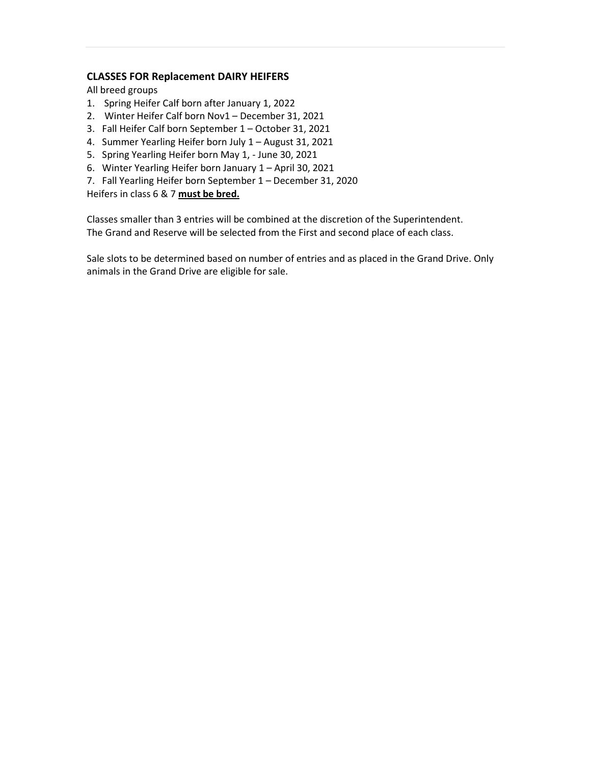## CLASSES FOR Replacement DAIRY HEIFERS

All breed groups

1. Spring Heifer Calf born after January 1, 2022
2. Winter Heifer Calf born Nov1 – December 31, 2021
3. Fall Heifer Calf born September 1 – October 31, 2021
4. Summer Yearling Heifer born July 1 – August 31, 2021
5. Spring Yearling Heifer born May 1, - June 30, 2021
6. Winter Yearling Heifer born January 1 – April 30, 2021
7. Fall Yearling Heifer born September 1 – December 31, 2020

Heifers in class 6 & 7 **must be bred.**

Classes smaller than 3 entries will be combined at the discretion of the Superintendent.
The Grand and Reserve will be selected from the First and second place of each class.

Sale slots to be determined based on number of entries and as placed in the Grand Drive. Only animals in the Grand Drive are eligible for sale.